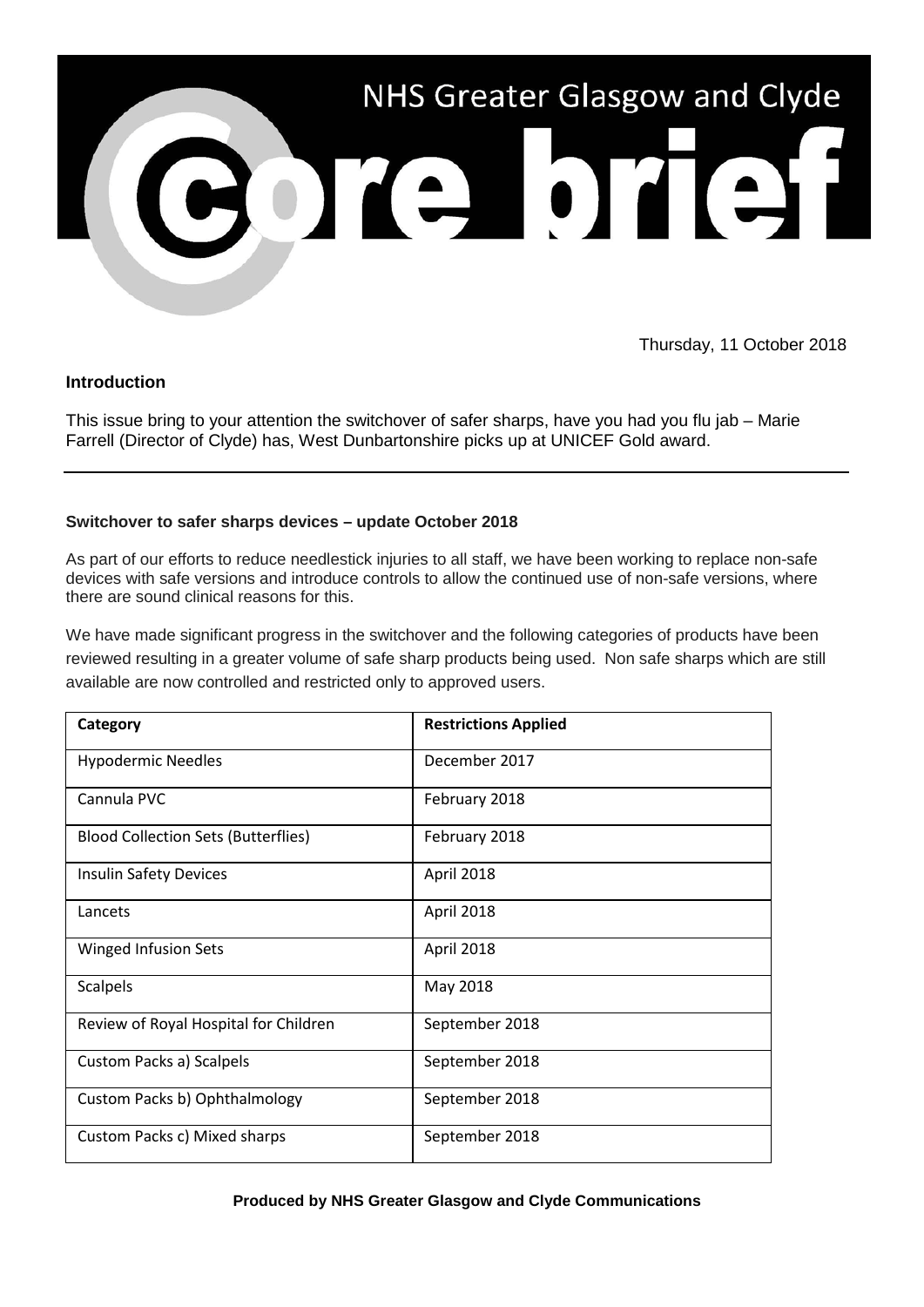# NHS Greater Glasgow and Clyde

# core brief

Thursday, 11 October 2018

## Introduction

This issue bring to your attention the switchover of safer sharps, have you had you flu jab – Marie Farrell (Director of Clyde) has, West Dunbartonshire picks up at UNICEF Gold award.

---

### Switchover to safer sharps devices – update October 2018

As part of our efforts to reduce needlestick injuries to all staff, we have been working to replace non-safe devices with safe versions and introduce controls to allow the continued use of non-safe versions, where there are sound clinical reasons for this.

We have made significant progress in the switchover and the following categories of products have been reviewed resulting in a greater volume of safe sharp products being used. Non safe sharps which are still available are now controlled and restricted only to approved users.

| Category | Restrictions Applied |
|---|---|
| Hypodermic Needles | December 2017 |
| Cannula PVC | February 2018 |
| Blood Collection Sets (Butterflies) | February 2018 |
| Insulin Safety Devices | April 2018 |
| Lancets | April 2018 |
| Winged Infusion Sets | April 2018 |
| Scalpels | May 2018 |
| Review of Royal Hospital for Children | September 2018 |
| Custom Packs a) Scalpels | September 2018 |
| Custom Packs b) Ophthalmology | September 2018 |
| Custom Packs c) Mixed sharps | September 2018 |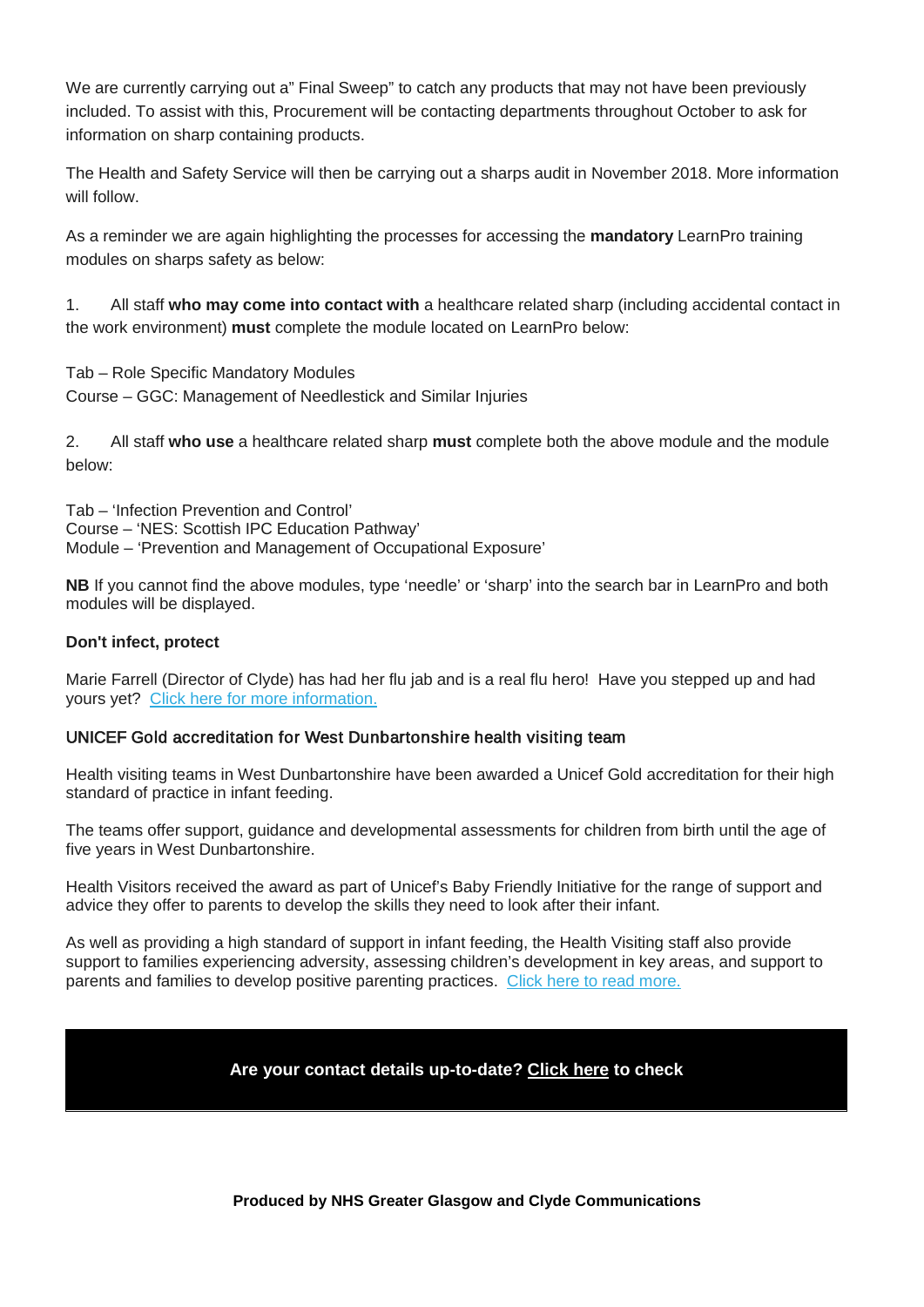We are currently carrying out a" Final Sweep" to catch any products that may not have been previously included. To assist with this, Procurement will be contacting departments throughout October to ask for information on sharp containing products.

The Health and Safety Service will then be carrying out a sharps audit in November 2018. More information will follow.

As a reminder we are again highlighting the processes for accessing the **mandatory** LearnPro training modules on sharps safety as below:

1. All staff **who may come into contact with** a healthcare related sharp (including accidental contact in the work environment) **must** complete the module located on LearnPro below:

Tab – Role Specific Mandatory Modules
Course – GGC: Management of Needlestick and Similar Injuries

2. All staff **who use** a healthcare related sharp **must** complete both the above module and the module below:

Tab – 'Infection Prevention and Control'
Course – 'NES: Scottish IPC Education Pathway'
Module – 'Prevention and Management of Occupational Exposure'

**NB** If you cannot find the above modules, type 'needle' or 'sharp' into the search bar in LearnPro and both modules will be displayed.

**Don't infect, protect**

Marie Farrell (Director of Clyde) has had her flu jab and is a real flu hero! Have you stepped up and had yours yet? [Click here for more information.]()

### UNICEF Gold accreditation for West Dunbartonshire health visiting team

Health visiting teams in West Dunbartonshire have been awarded a Unicef Gold accreditation for their high standard of practice in infant feeding.

The teams offer support, guidance and developmental assessments for children from birth until the age of five years in West Dunbartonshire.

Health Visitors received the award as part of Unicef's Baby Friendly Initiative for the range of support and advice they offer to parents to develop the skills they need to look after their infant.

As well as providing a high standard of support in infant feeding, the Health Visiting staff also provide support to families experiencing adversity, assessing children's development in key areas, and support to parents and families to develop positive parenting practices. [Click here to read more.]()

**Are your contact details up-to-date? Click here to check**

**Produced by NHS Greater Glasgow and Clyde Communications**